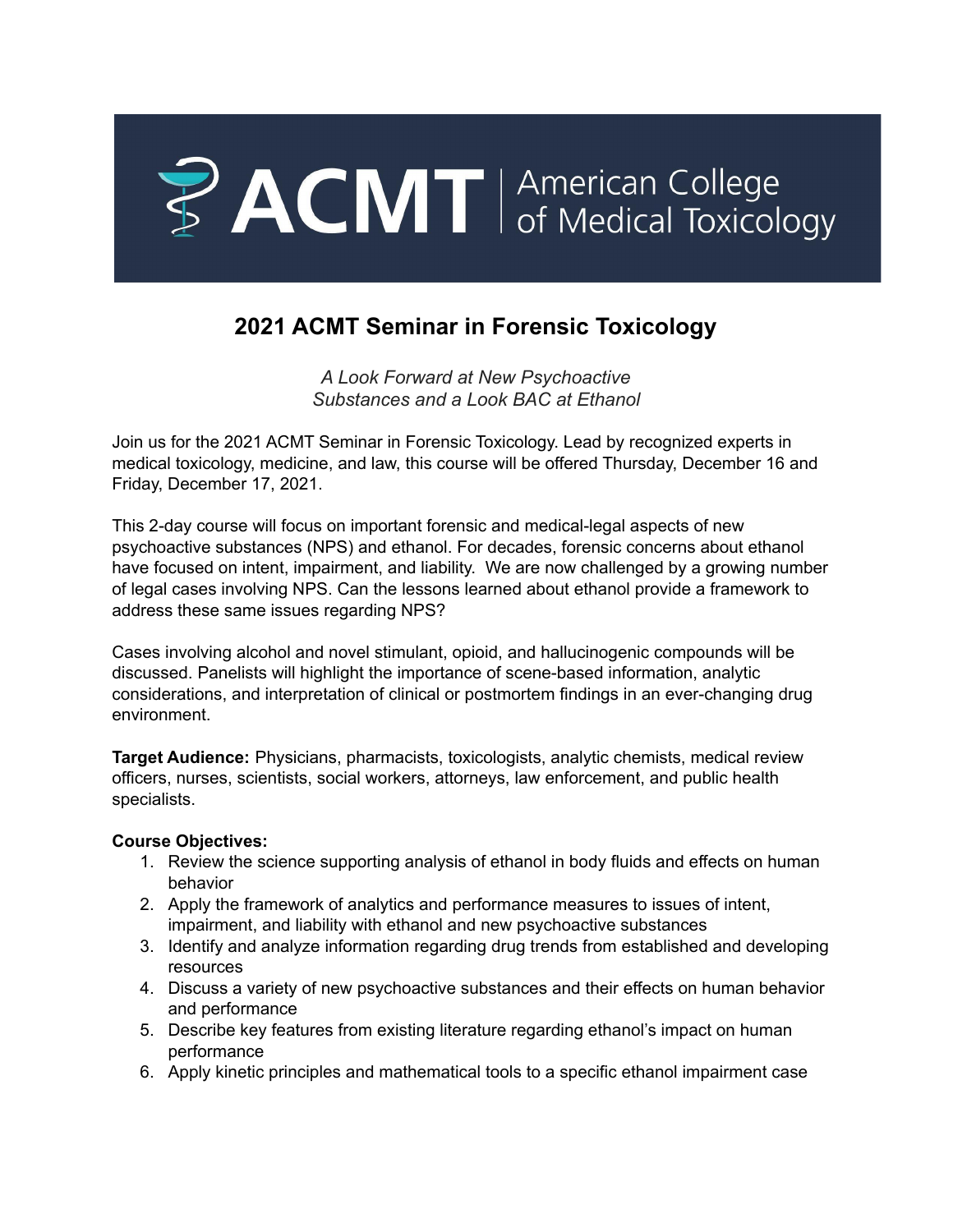ACMT | American College of Medical Toxicology

# 2021 ACMT Seminar in Forensic Toxicology

*A Look Forward at New Psychoactive Substances and a Look BAC at Ethanol*

Join us for the 2021 ACMT Seminar in Forensic Toxicology. Lead by recognized experts in medical toxicology, medicine, and law, this course will be offered Thursday, December 16 and Friday, December 17, 2021.

This 2-day course will focus on important forensic and medical-legal aspects of new psychoactive substances (NPS) and ethanol. For decades, forensic concerns about ethanol have focused on intent, impairment, and liability. We are now challenged by a growing number of legal cases involving NPS. Can the lessons learned about ethanol provide a framework to address these same issues regarding NPS?

Cases involving alcohol and novel stimulant, opioid, and hallucinogenic compounds will be discussed. Panelists will highlight the importance of scene-based information, analytic considerations, and interpretation of clinical or postmortem findings in an ever-changing drug environment.

**Target Audience:** Physicians, pharmacists, toxicologists, analytic chemists, medical review officers, nurses, scientists, social workers, attorneys, law enforcement, and public health specialists.

**Course Objectives:**

1. Review the science supporting analysis of ethanol in body fluids and effects on human behavior
2. Apply the framework of analytics and performance measures to issues of intent, impairment, and liability with ethanol and new psychoactive substances
3. Identify and analyze information regarding drug trends from established and developing resources
4. Discuss a variety of new psychoactive substances and their effects on human behavior and performance
5. Describe key features from existing literature regarding ethanol's impact on human performance
6. Apply kinetic principles and mathematical tools to a specific ethanol impairment case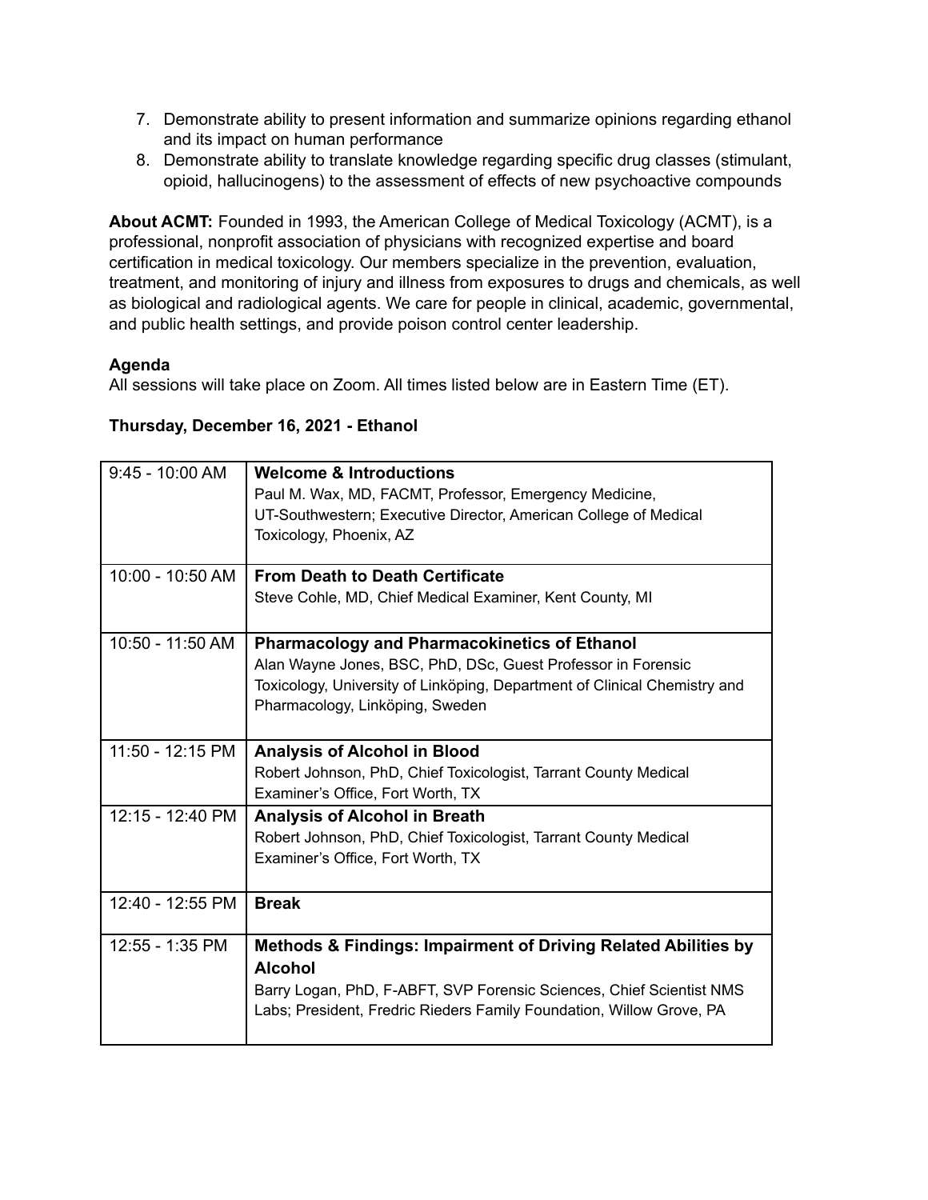7. Demonstrate ability to present information and summarize opinions regarding ethanol and its impact on human performance
8. Demonstrate ability to translate knowledge regarding specific drug classes (stimulant, opioid, hallucinogens) to the assessment of effects of new psychoactive compounds

**About ACMT:** Founded in 1993, the American College of Medical Toxicology (ACMT), is a professional, nonprofit association of physicians with recognized expertise and board certification in medical toxicology. Our members specialize in the prevention, evaluation, treatment, and monitoring of injury and illness from exposures to drugs and chemicals, as well as biological and radiological agents. We care for people in clinical, academic, governmental, and public health settings, and provide poison control center leadership.

**Agenda**

All sessions will take place on Zoom. All times listed below are in Eastern Time (ET).

**Thursday, December 16, 2021 - Ethanol**

| Time | Session |
|---|---|
| 9:45 - 10:00 AM | **Welcome & Introductions**<br>Paul M. Wax, MD, FACMT, Professor, Emergency Medicine, UT-Southwestern; Executive Director, American College of Medical Toxicology, Phoenix, AZ |
| 10:00 - 10:50 AM | **From Death to Death Certificate**<br>Steve Cohle, MD, Chief Medical Examiner, Kent County, MI |
| 10:50 - 11:50 AM | **Pharmacology and Pharmacokinetics of Ethanol**<br>Alan Wayne Jones, BSC, PhD, DSc, Guest Professor in Forensic Toxicology, University of Linköping, Department of Clinical Chemistry and Pharmacology, Linköping, Sweden |
| 11:50 - 12:15 PM | **Analysis of Alcohol in Blood**<br>Robert Johnson, PhD, Chief Toxicologist, Tarrant County Medical Examiner's Office, Fort Worth, TX |
| 12:15 - 12:40 PM | **Analysis of Alcohol in Breath**<br>Robert Johnson, PhD, Chief Toxicologist, Tarrant County Medical Examiner's Office, Fort Worth, TX |
| 12:40 - 12:55 PM | **Break** |
| 12:55 - 1:35 PM | **Methods & Findings: Impairment of Driving Related Abilities by Alcohol**<br>Barry Logan, PhD, F-ABFT, SVP Forensic Sciences, Chief Scientist NMS Labs; President, Fredric Rieders Family Foundation, Willow Grove, PA |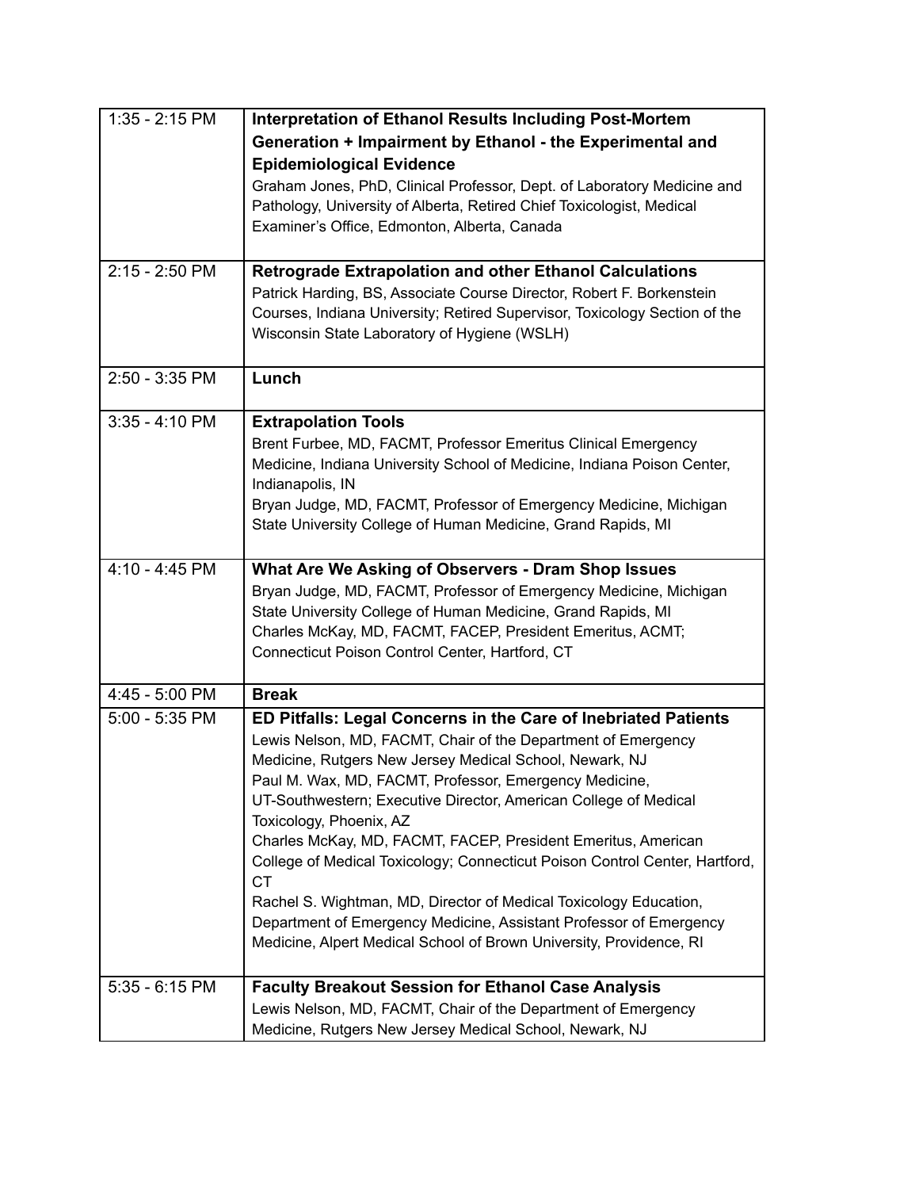| | |
|---|---|
| 1:35 - 2:15 PM | **Interpretation of Ethanol Results Including Post-Mortem Generation + Impairment by Ethanol - the Experimental and Epidemiological Evidence**<br>Graham Jones, PhD, Clinical Professor, Dept. of Laboratory Medicine and Pathology, University of Alberta, Retired Chief Toxicologist, Medical Examiner's Office, Edmonton, Alberta, Canada |
| 2:15 - 2:50 PM | **Retrograde Extrapolation and other Ethanol Calculations**<br>Patrick Harding, BS, Associate Course Director, Robert F. Borkenstein Courses, Indiana University; Retired Supervisor, Toxicology Section of the Wisconsin State Laboratory of Hygiene (WSLH) |
| 2:50 - 3:35 PM | **Lunch** |
| 3:35 - 4:10 PM | **Extrapolation Tools**<br>Brent Furbee, MD, FACMT, Professor Emeritus Clinical Emergency Medicine, Indiana University School of Medicine, Indiana Poison Center, Indianapolis, IN<br>Bryan Judge, MD, FACMT, Professor of Emergency Medicine, Michigan State University College of Human Medicine, Grand Rapids, MI |
| 4:10 - 4:45 PM | **What Are We Asking of Observers - Dram Shop Issues**<br>Bryan Judge, MD, FACMT, Professor of Emergency Medicine, Michigan State University College of Human Medicine, Grand Rapids, MI<br>Charles McKay, MD, FACMT, FACEP, President Emeritus, ACMT; Connecticut Poison Control Center, Hartford, CT |
| 4:45 - 5:00 PM | **Break** |
| 5:00 - 5:35 PM | **ED Pitfalls: Legal Concerns in the Care of Inebriated Patients**<br>Lewis Nelson, MD, FACMT, Chair of the Department of Emergency Medicine, Rutgers New Jersey Medical School, Newark, NJ<br>Paul M. Wax, MD, FACMT, Professor, Emergency Medicine, UT-Southwestern; Executive Director, American College of Medical Toxicology, Phoenix, AZ<br>Charles McKay, MD, FACMT, FACEP, President Emeritus, American College of Medical Toxicology; Connecticut Poison Control Center, Hartford, CT<br>Rachel S. Wightman, MD, Director of Medical Toxicology Education, Department of Emergency Medicine, Assistant Professor of Emergency Medicine, Alpert Medical School of Brown University, Providence, RI |
| 5:35 - 6:15 PM | **Faculty Breakout Session for Ethanol Case Analysis**<br>Lewis Nelson, MD, FACMT, Chair of the Department of Emergency Medicine, Rutgers New Jersey Medical School, Newark, NJ |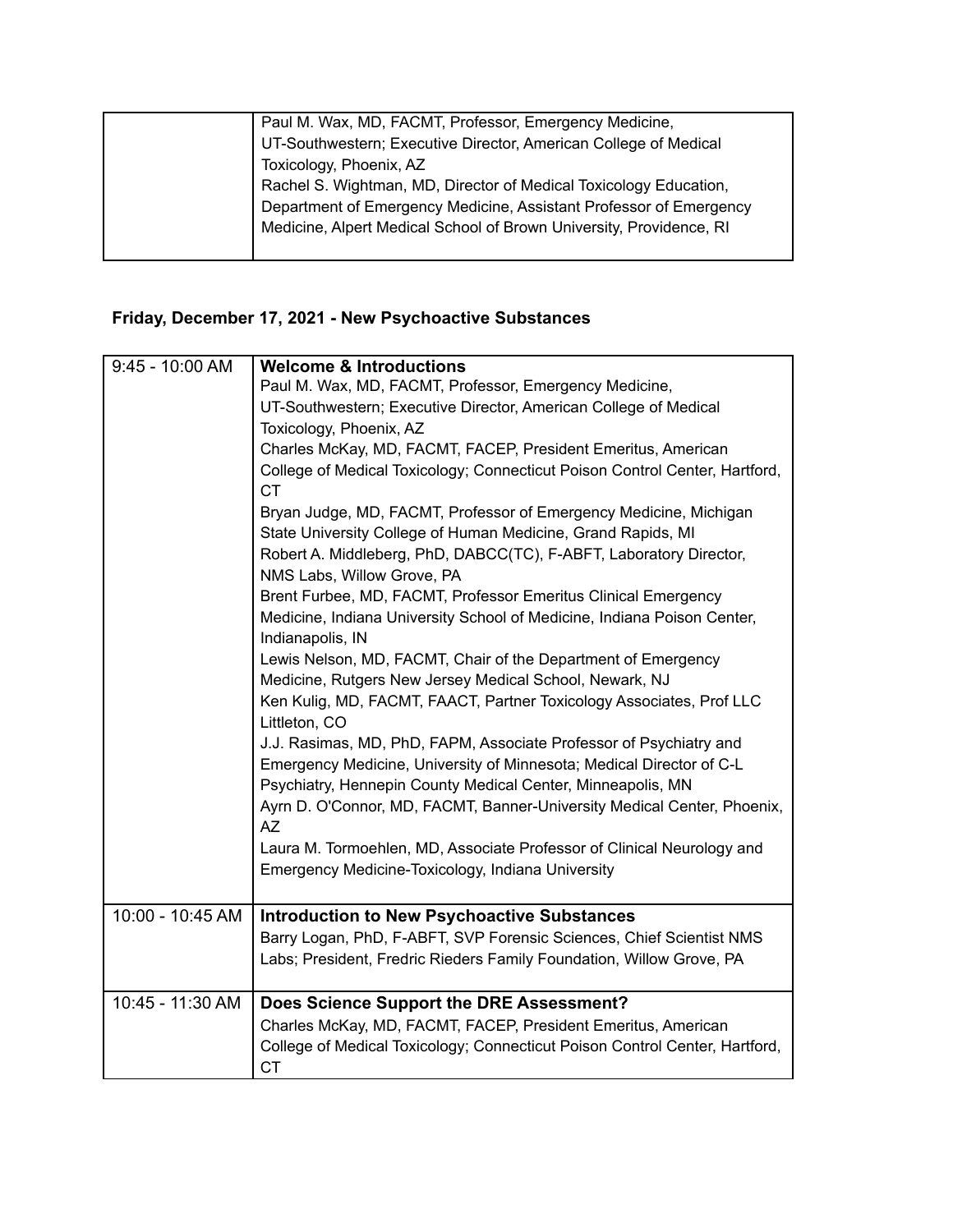| | |
|---|---|
| | Paul M. Wax, MD, FACMT, Professor, Emergency Medicine, UT-Southwestern; Executive Director, American College of Medical Toxicology, Phoenix, AZ<br>Rachel S. Wightman, MD, Director of Medical Toxicology Education, Department of Emergency Medicine, Assistant Professor of Emergency Medicine, Alpert Medical School of Brown University, Providence, RI |

### Friday, December 17, 2021 - New Psychoactive Substances

| | |
|---|---|
| 9:45 - 10:00 AM | **Welcome & Introductions**<br>Paul M. Wax, MD, FACMT, Professor, Emergency Medicine, UT-Southwestern; Executive Director, American College of Medical Toxicology, Phoenix, AZ<br>Charles McKay, MD, FACMT, FACEP, President Emeritus, American College of Medical Toxicology; Connecticut Poison Control Center, Hartford, CT<br>Bryan Judge, MD, FACMT, Professor of Emergency Medicine, Michigan State University College of Human Medicine, Grand Rapids, MI<br>Robert A. Middleberg, PhD, DABCC(TC), F-ABFT, Laboratory Director, NMS Labs, Willow Grove, PA<br>Brent Furbee, MD, FACMT, Professor Emeritus Clinical Emergency Medicine, Indiana University School of Medicine, Indiana Poison Center, Indianapolis, IN<br>Lewis Nelson, MD, FACMT, Chair of the Department of Emergency Medicine, Rutgers New Jersey Medical School, Newark, NJ<br>Ken Kulig, MD, FACMT, FAACT, Partner Toxicology Associates, Prof LLC Littleton, CO<br>J.J. Rasimas, MD, PhD, FAPM, Associate Professor of Psychiatry and Emergency Medicine, University of Minnesota; Medical Director of C-L Psychiatry, Hennepin County Medical Center, Minneapolis, MN<br>Ayrn D. O'Connor, MD, FACMT, Banner-University Medical Center, Phoenix, AZ<br>Laura M. Tormoehlen, MD, Associate Professor of Clinical Neurology and Emergency Medicine-Toxicology, Indiana University |
| 10:00 - 10:45 AM | **Introduction to New Psychoactive Substances**<br>Barry Logan, PhD, F-ABFT, SVP Forensic Sciences, Chief Scientist NMS Labs; President, Fredric Rieders Family Foundation, Willow Grove, PA |
| 10:45 - 11:30 AM | **Does Science Support the DRE Assessment?**<br>Charles McKay, MD, FACMT, FACEP, President Emeritus, American College of Medical Toxicology; Connecticut Poison Control Center, Hartford, CT |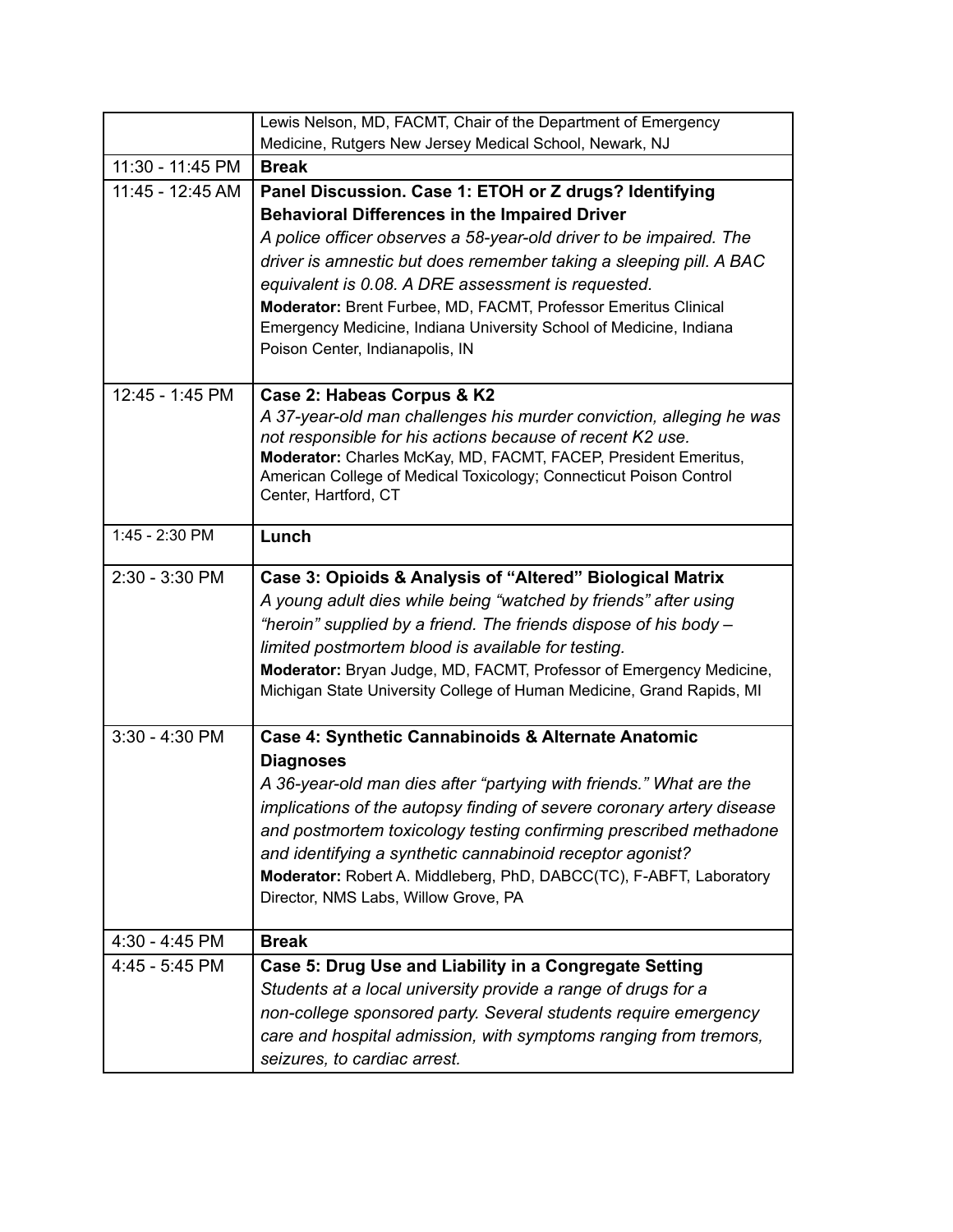| | |
|---|---|
| | Lewis Nelson, MD, FACMT, Chair of the Department of Emergency Medicine, Rutgers New Jersey Medical School, Newark, NJ |
| 11:30 - 11:45 PM | **Break** |
| 11:45 - 12:45 AM | **Panel Discussion. Case 1: ETOH or Z drugs? Identifying Behavioral Differences in the Impaired Driver**<br>*A police officer observes a 58-year-old driver to be impaired. The driver is amnestic but does remember taking a sleeping pill. A BAC equivalent is 0.08. A DRE assessment is requested.*<br>**Moderator:** Brent Furbee, MD, FACMT, Professor Emeritus Clinical Emergency Medicine, Indiana University School of Medicine, Indiana Poison Center, Indianapolis, IN |
| 12:45 - 1:45 PM | **Case 2: Habeas Corpus & K2**<br>*A 37-year-old man challenges his murder conviction, alleging he was not responsible for his actions because of recent K2 use.*<br>**Moderator:** Charles McKay, MD, FACMT, FACEP, President Emeritus, American College of Medical Toxicology; Connecticut Poison Control Center, Hartford, CT |
| 1:45 - 2:30 PM | **Lunch** |
| 2:30 - 3:30 PM | **Case 3: Opioids & Analysis of "Altered" Biological Matrix**<br>*A young adult dies while being "watched by friends" after using "heroin" supplied by a friend. The friends dispose of his body – limited postmortem blood is available for testing.*<br>**Moderator:** Bryan Judge, MD, FACMT, Professor of Emergency Medicine, Michigan State University College of Human Medicine, Grand Rapids, MI |
| 3:30 - 4:30 PM | **Case 4: Synthetic Cannabinoids & Alternate Anatomic Diagnoses**<br>*A 36-year-old man dies after "partying with friends." What are the implications of the autopsy finding of severe coronary artery disease and postmortem toxicology testing confirming prescribed methadone and identifying a synthetic cannabinoid receptor agonist?*<br>**Moderator:** Robert A. Middleberg, PhD, DABCC(TC), F-ABFT, Laboratory Director, NMS Labs, Willow Grove, PA |
| 4:30 - 4:45 PM | **Break** |
| 4:45 - 5:45 PM | **Case 5: Drug Use and Liability in a Congregate Setting**<br>*Students at a local university provide a range of drugs for a non-college sponsored party. Several students require emergency care and hospital admission, with symptoms ranging from tremors, seizures, to cardiac arrest.* |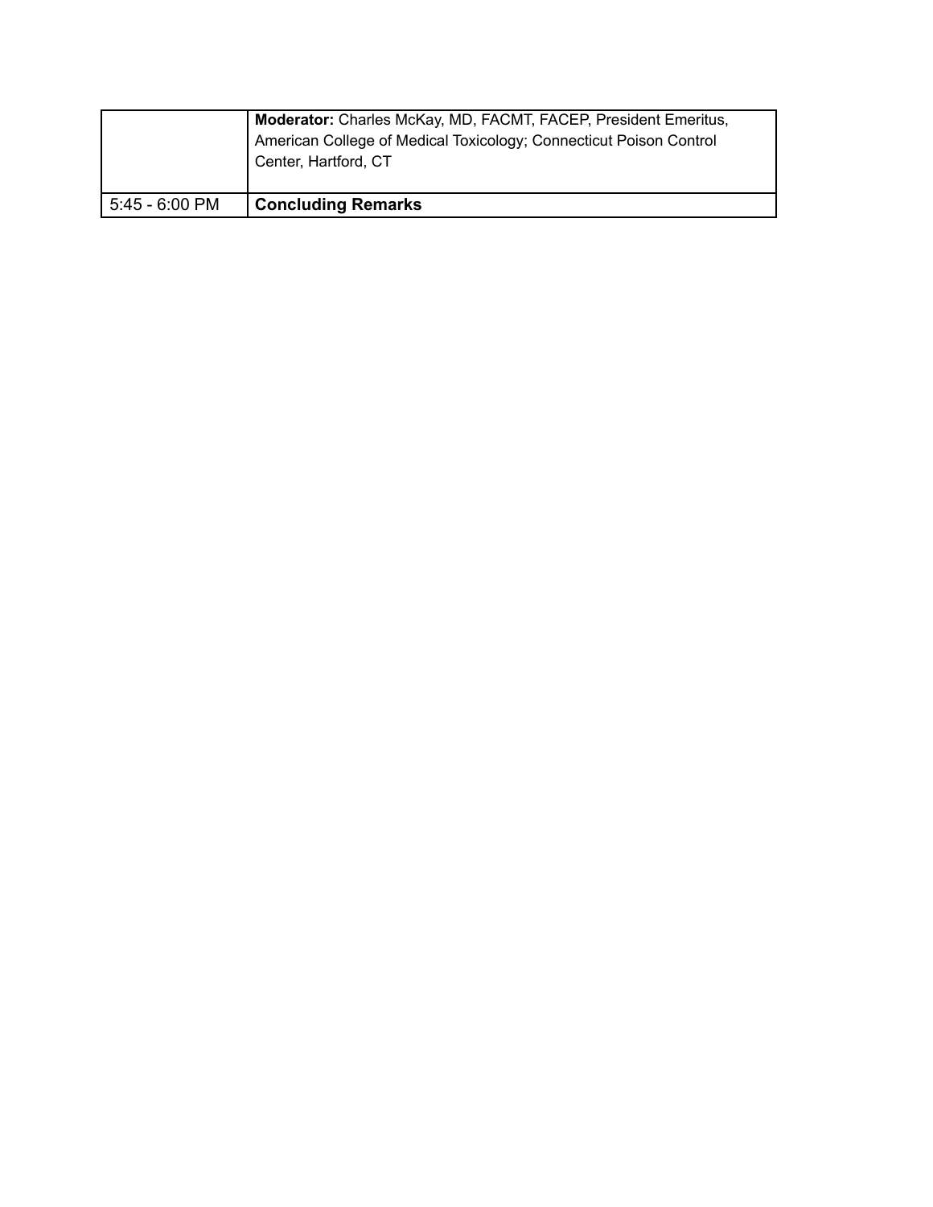| | |
|---|---|
| | **Moderator:** Charles McKay, MD, FACMT, FACEP, President Emeritus, American College of Medical Toxicology; Connecticut Poison Control Center, Hartford, CT |
| 5:45 - 6:00 PM | **Concluding Remarks** |